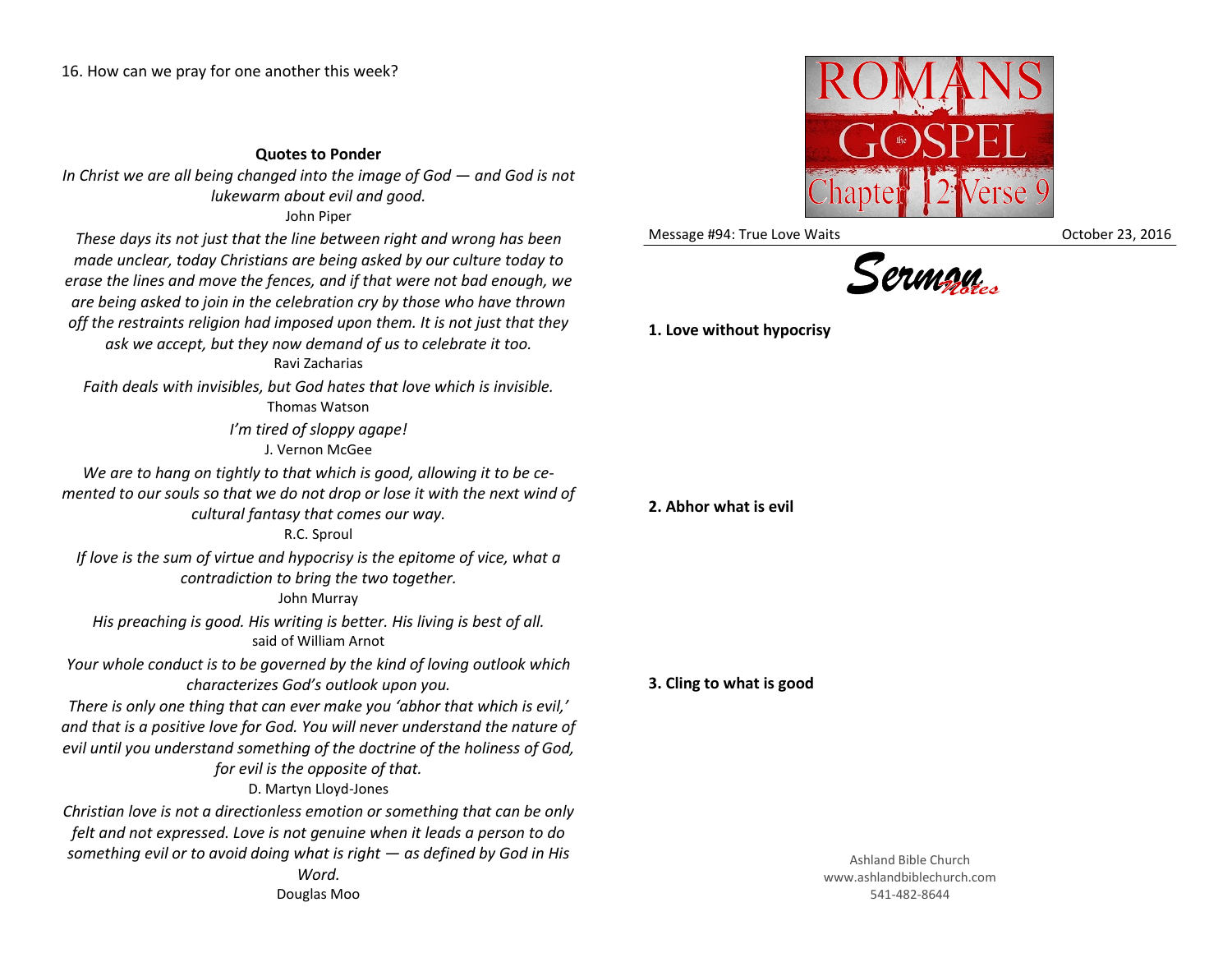16. How can we pray for one another this week?

**Quotes to Ponder**

*In Christ we are all being changed into the image of God — and God is not lukewarm about evil and good.*
John Piper

*These days its not just that the line between right and wrong has been made unclear, today Christians are being asked by our culture today to erase the lines and move the fences, and if that were not bad enough, we are being asked to join in the celebration cry by those who have thrown off the restraints religion had imposed upon them. It is not just that they ask we accept, but they now demand of us to celebrate it too.*
Ravi Zacharias

*Faith deals with invisibles, but God hates that love which is invisible.*
Thomas Watson

*I'm tired of sloppy agape!*
J. Vernon McGee

*We are to hang on tightly to that which is good, allowing it to be cemented to our souls so that we do not drop or lose it with the next wind of cultural fantasy that comes our way.*
R.C. Sproul

*If love is the sum of virtue and hypocrisy is the epitome of vice, what a contradiction to bring the two together.*
John Murray

*His preaching is good. His writing is better. His living is best of all.*
said of William Arnot

*Your whole conduct is to be governed by the kind of loving outlook which characterizes God's outlook upon you.*
*There is only one thing that can ever make you 'abhor that which is evil,' and that is a positive love for God. You will never understand the nature of evil until you understand something of the doctrine of the holiness of God, for evil is the opposite of that.*
D. Martyn Lloyd-Jones

*Christian love is not a directionless emotion or something that can be only felt and not expressed. Love is not genuine when it leads a person to do something evil or to avoid doing what is right — as defined by God in His Word.*
Douglas Moo

ROMANS the GOSPEL Chapter 12 Verse 9

Message #94: True Love Waits — October 23, 2016

*Sermon Notes*

**1. Love without hypocrisy**

**2. Abhor what is evil**

**3. Cling to what is good**

Ashland Bible Church
www.ashlandbiblechurch.com
541-482-8644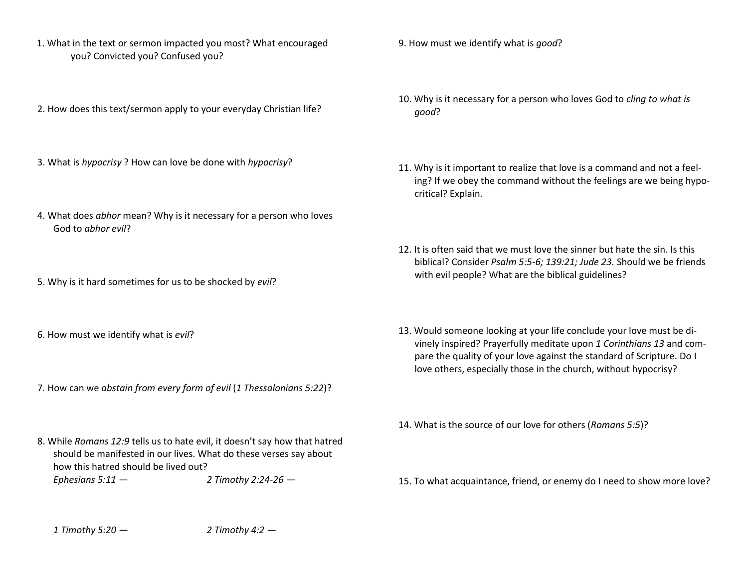1. What in the text or sermon impacted you most? What encouraged you? Convicted you? Confused you?

2. How does this text/sermon apply to your everyday Christian life?

3. What is *hypocrisy* ? How can love be done with *hypocrisy*?

4. What does *abhor* mean? Why is it necessary for a person who loves God to *abhor evil*?

5. Why is it hard sometimes for us to be shocked by *evil*?

6. How must we identify what is *evil*?

7. How can we *abstain from every form of evil* (*1 Thessalonians 5:22*)?

8. While *Romans 12:9* tells us to hate evil, it doesn't say how that hatred should be manifested in our lives. What do these verses say about how this hatred should be lived out?

   *Ephesians 5:11 —*

   *2 Timothy 2:24-26 —*

   *1 Timothy 5:20 —*

   *2 Timothy 4:2 —*

9. How must we identify what is *good*?

10. Why is it necessary for a person who loves God to *cling to what is good*?

11. Why is it important to realize that love is a command and not a feeling? If we obey the command without the feelings are we being hypocritical? Explain.

12. It is often said that we must love the sinner but hate the sin. Is this biblical? Consider *Psalm 5:5-6; 139:21; Jude 23.* Should we be friends with evil people? What are the biblical guidelines?

13. Would someone looking at your life conclude your love must be divinely inspired? Prayerfully meditate upon *1 Corinthians 13* and compare the quality of your love against the standard of Scripture. Do I love others, especially those in the church, without hypocrisy?

14. What is the source of our love for others (*Romans 5:5*)?

15. To what acquaintance, friend, or enemy do I need to show more love?